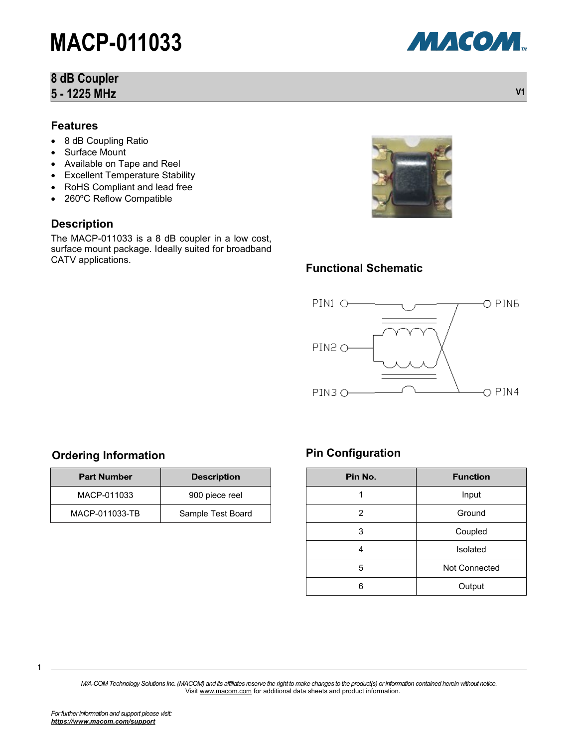# MACP-011033

## 8 dB Coupler
## 5 - 1225 MHz

V1

### Features

- 8 dB Coupling Ratio
- Surface Mount
- Available on Tape and Reel
- Excellent Temperature Stability
- RoHS Compliant and lead free
- 260ºC Reflow Compatible

### Description

The MACP-011033 is a 8 dB coupler in a low cost, surface mount package. Ideally suited for broadband CATV applications.

### Functional Schematic

PIN1
PIN2
PIN3
PIN6
PIN4

### Ordering Information

| Part Number | Description |
|---|---|
| MACP-011033 | 900 piece reel |
| MACP-011033-TB | Sample Test Board |

### Pin Configuration

| Pin No. | Function |
|---|---|
| 1 | Input |
| 2 | Ground |
| 3 | Coupled |
| 4 | Isolated |
| 5 | Not Connected |
| 6 | Output |

*M/A-COM Technology Solutions Inc. (MACOM) and its affiliates reserve the right to make changes to the product(s) or information contained herein without notice.*
Visit www.macom.com for additional data sheets and product information.

*For further information and support please visit:*
***https://www.macom.com/support***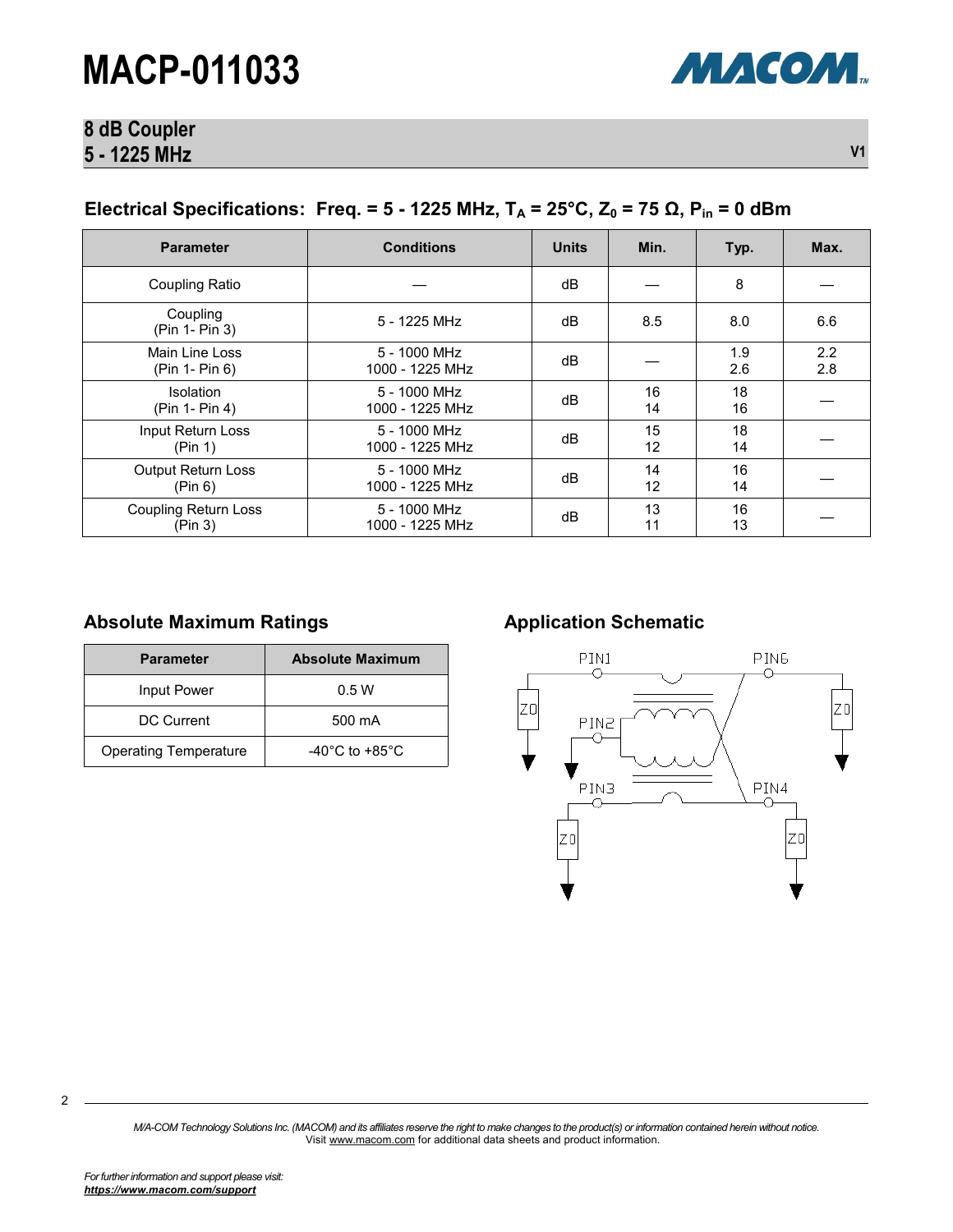# MACP-011033

## 8 dB Coupler
## 5 - 1225 MHz

V1

### Electrical Specifications: Freq. = 5 - 1225 MHz, $T_A$ = 25°C, $Z_0$ = 75 Ω, $P_{in}$ = 0 dBm

| Parameter | Conditions | Units | Min. | Typ. | Max. |
|---|---|---|---|---|---|
| Coupling Ratio | — | dB | — | 8 | — |
| Coupling (Pin 1- Pin 3) | 5 - 1225 MHz | dB | 8.5 | 8.0 | 6.6 |
| Main Line Loss (Pin 1- Pin 6) | 5 - 1000 MHz<br>1000 - 1225 MHz | dB | — | 1.9<br>2.6 | 2.2<br>2.8 |
| Isolation (Pin 1- Pin 4) | 5 - 1000 MHz<br>1000 - 1225 MHz | dB | 16<br>14 | 18<br>16 | — |
| Input Return Loss (Pin 1) | 5 - 1000 MHz<br>1000 - 1225 MHz | dB | 15<br>12 | 18<br>14 | — |
| Output Return Loss (Pin 6) | 5 - 1000 MHz<br>1000 - 1225 MHz | dB | 14<br>12 | 16<br>14 | — |
| Coupling Return Loss (Pin 3) | 5 - 1000 MHz<br>1000 - 1225 MHz | dB | 13<br>11 | 16<br>13 | — |

### Absolute Maximum Ratings

| Parameter | Absolute Maximum |
|---|---|
| Input Power | 0.5 W |
| DC Current | 500 mA |
| Operating Temperature | -40°C to +85°C |

### Application Schematic

PIN1
PIN6
Z0
Z0
PIN2
PIN3
PIN4
Z0
Z0

M/A-COM Technology Solutions Inc. (MACOM) and its affiliates reserve the right to make changes to the product(s) or information contained herein without notice. Visit www.macom.com for additional data sheets and product information.

*For further information and support please visit:*
***https://www.macom.com/support***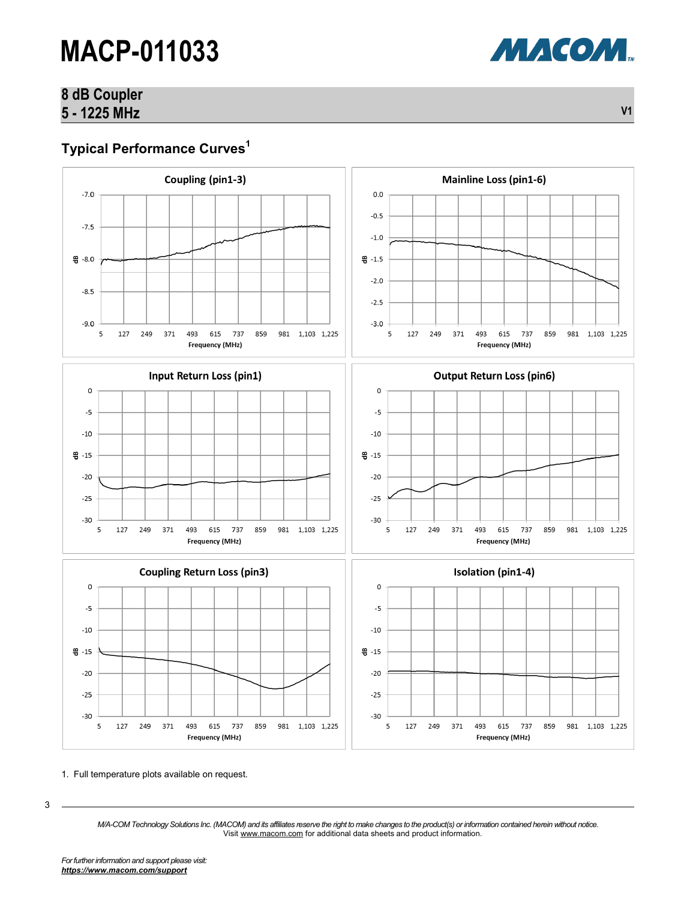# MACP-011033

## 8 dB Coupler
## 5 - 1225 MHz

V1

### Typical Performance Curves[1]

Coupling (pin1-3)

-7.0
-7.5
-8.0
-8.5
-9.0
dB
5 127 249 371 493 615 737 859 981 1,103 1,225
Frequency (MHz)

Mainline Loss (pin1-6)

0.0
-0.5
-1.0
-1.5
-2.0
-2.5
-3.0
dB
5 127 249 371 493 615 737 859 981 1,103 1,225
Frequency (MHz)

Input Return Loss (pin1)

0
-5
-10
-15
-20
-25
-30
dB
5 127 249 371 493 615 737 859 981 1,103 1,225
Frequency (MHz)

Output Return Loss (pin6)

0
-5
-10
-15
-20
-25
-30
dB
5 127 249 371 493 615 737 859 981 1,103 1,225
Frequency (MHz)

Coupling Return Loss (pin3)

0
-5
-10
-15
-20
-25
-30
dB
5 127 249 371 493 615 737 859 981 1,103 1,225
Frequency (MHz)

Isolation (pin1-4)

0
-5
-10
-15
-20
-25
-30
dB
5 127 249 371 493 615 737 859 981 1,103 1,225
Frequency (MHz)

1. Full temperature plots available on request.

*M/A-COM Technology Solutions Inc. (MACOM) and its affiliates reserve the right to make changes to the product(s) or information contained herein without notice.*
Visit www.macom.com for additional data sheets and product information.

*For further information and support please visit:*
***https://www.macom.com/support***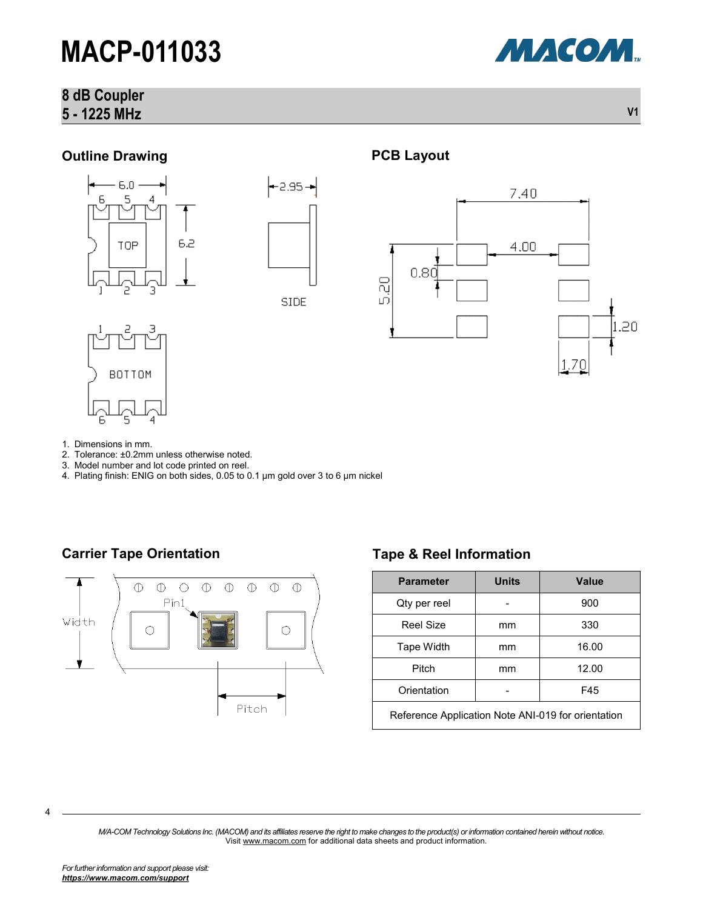# MACP-011033

## 8 dB Coupler
## 5 - 1225 MHz

V1

### Outline Drawing

6.0
6 5 4
TOP
6.2
1 2 3

2.95
SIDE

1 2 3
BOTTOM
6 5 4

### PCB Layout

7.40
4.00
0.80
5.20
1.20
1.70

1. Dimensions in mm.
2. Tolerance: ±0.2mm unless otherwise noted.
3. Model number and lot code printed on reel.
4. Plating finish: ENIG on both sides, 0.05 to 0.1 µm gold over 3 to 6 µm nickel

### Carrier Tape Orientation

Pin1
Width
Pitch

### Tape & Reel Information

| Parameter | Units | Value |
|---|---|---|
| Qty per reel | - | 900 |
| Reel Size | mm | 330 |
| Tape Width | mm | 16.00 |
| Pitch | mm | 12.00 |
| Orientation | - | F45 |
| Reference Application Note ANI-019 for orientation | | |

*M/A-COM Technology Solutions Inc. (MACOM) and its affiliates reserve the right to make changes to the product(s) or information contained herein without notice.*
Visit www.macom.com for additional data sheets and product information.

*For further information and support please visit:*
***https://www.macom.com/support***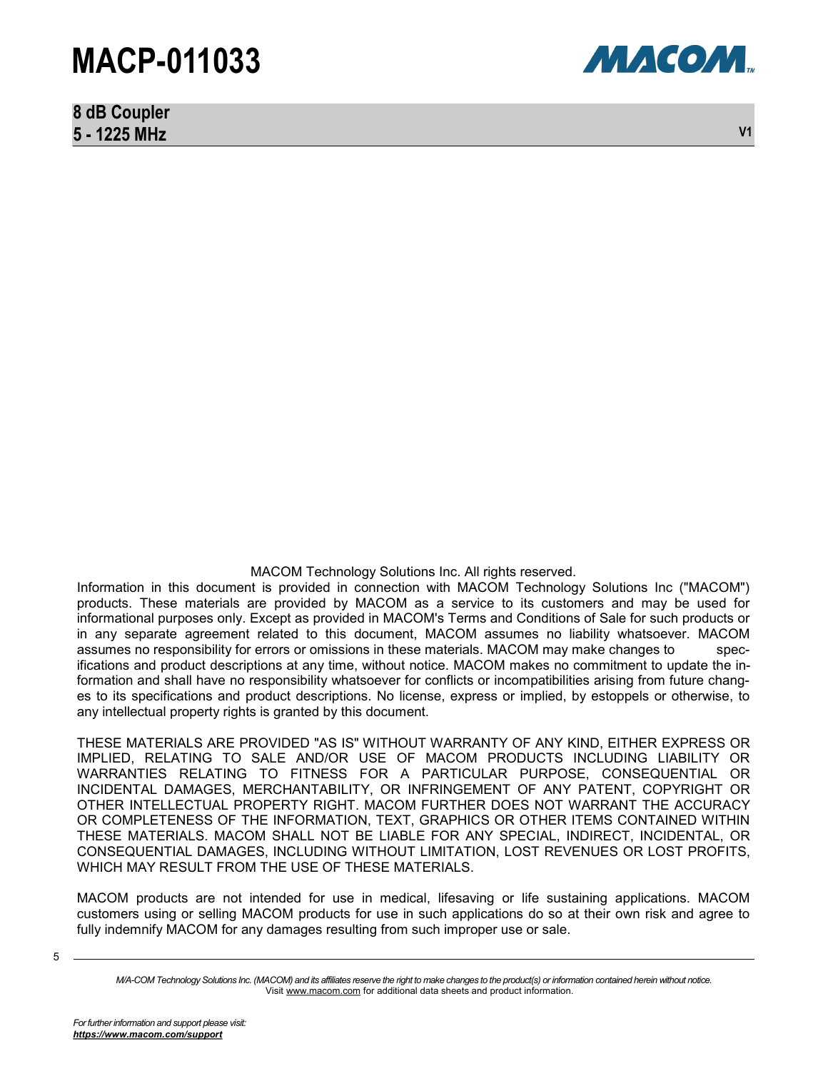MACOM Technology Solutions Inc. All rights reserved.

Information in this document is provided in connection with MACOM Technology Solutions Inc ("MACOM") products. These materials are provided by MACOM as a service to its customers and may be used for informational purposes only. Except as provided in MACOM's Terms and Conditions of Sale for such products or in any separate agreement related to this document, MACOM assumes no liability whatsoever. MACOM assumes no responsibility for errors or omissions in these materials. MACOM may make changes to specifications and product descriptions at any time, without notice. MACOM makes no commitment to update the information and shall have no responsibility whatsoever for conflicts or incompatibilities arising from future changes to its specifications and product descriptions. No license, express or implied, by estoppels or otherwise, to any intellectual property rights is granted by this document.

THESE MATERIALS ARE PROVIDED "AS IS" WITHOUT WARRANTY OF ANY KIND, EITHER EXPRESS OR IMPLIED, RELATING TO SALE AND/OR USE OF MACOM PRODUCTS INCLUDING LIABILITY OR WARRANTIES RELATING TO FITNESS FOR A PARTICULAR PURPOSE, CONSEQUENTIAL OR INCIDENTAL DAMAGES, MERCHANTABILITY, OR INFRINGEMENT OF ANY PATENT, COPYRIGHT OR OTHER INTELLECTUAL PROPERTY RIGHT. MACOM FURTHER DOES NOT WARRANT THE ACCURACY OR COMPLETENESS OF THE INFORMATION, TEXT, GRAPHICS OR OTHER ITEMS CONTAINED WITHIN THESE MATERIALS. MACOM SHALL NOT BE LIABLE FOR ANY SPECIAL, INDIRECT, INCIDENTAL, OR CONSEQUENTIAL DAMAGES, INCLUDING WITHOUT LIMITATION, LOST REVENUES OR LOST PROFITS, WHICH MAY RESULT FROM THE USE OF THESE MATERIALS.

MACOM products are not intended for use in medical, lifesaving or life sustaining applications. MACOM customers using or selling MACOM products for use in such applications do so at their own risk and agree to fully indemnify MACOM for any damages resulting from such improper use or sale.